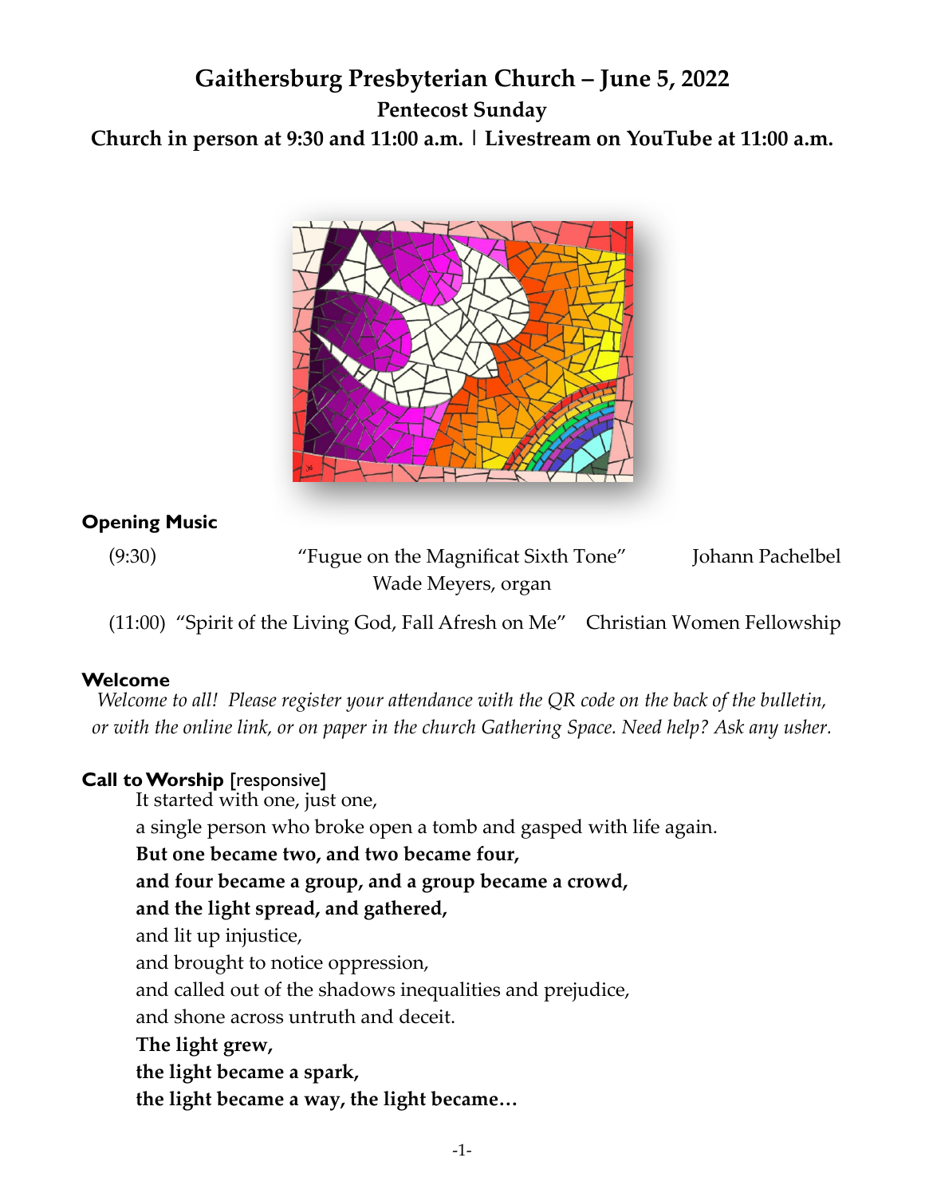# Gaithersburg Presbyterian Church – June 5, 2022

## Pentecost Sunday

**Church in person at 9:30 and 11:00 a.m. | Livestream on YouTube at 11:00 a.m.**

### Opening Music

(9:30) "Fugue on the Magnificat Sixth Tone" Johann Pachelbel
Wade Meyers, organ

(11:00) "Spirit of the Living God, Fall Afresh on Me" Christian Women Fellowship

### Welcome

*Welcome to all! Please register your attendance with the QR code on the back of the bulletin, or with the online link, or on paper in the church Gathering Space. Need help? Ask any usher.*

### Call to Worship [responsive]

It started with one, just one,
a single person who broke open a tomb and gasped with life again.
**But one became two, and two became four,**
**and four became a group, and a group became a crowd,**
**and the light spread, and gathered,**
and lit up injustice,
and brought to notice oppression,
and called out of the shadows inequalities and prejudice,
and shone across untruth and deceit.
**The light grew,**
**the light became a spark,**
**the light became a way, the light became…**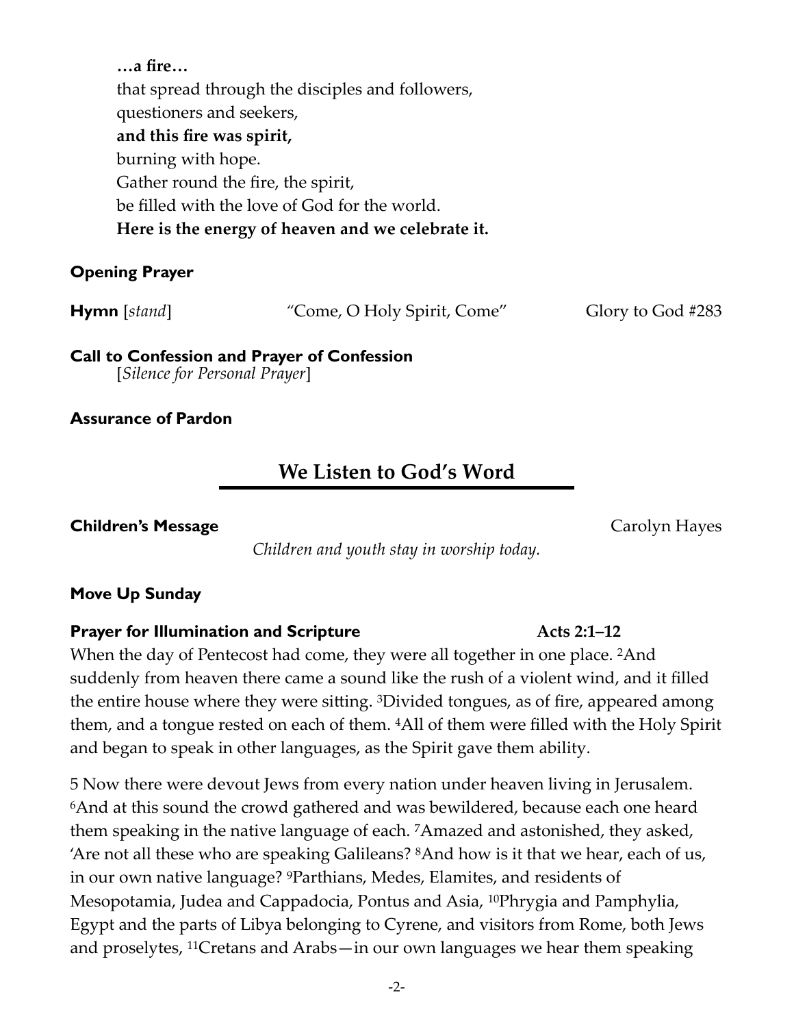**…a fire…**
that spread through the disciples and followers,
questioners and seekers,
**and this fire was spirit,**
burning with hope.
Gather round the fire, the spirit,
be filled with the love of God for the world.
**Here is the energy of heaven and we celebrate it.**

**Opening Prayer**

**Hymn** [*stand*] "Come, O Holy Spirit, Come" Glory to God #283

**Call to Confession and Prayer of Confession**
[*Silence for Personal Prayer*]

**Assurance of Pardon**

## We Listen to God's Word

**Children's Message** Carolyn Hayes

*Children and youth stay in worship today.*

**Move Up Sunday**

**Prayer for Illumination and Scripture** **Acts 2:1–12**

When the day of Pentecost had come, they were all together in one place. 2And suddenly from heaven there came a sound like the rush of a violent wind, and it filled the entire house where they were sitting. 3Divided tongues, as of fire, appeared among them, and a tongue rested on each of them. 4All of them were filled with the Holy Spirit and began to speak in other languages, as the Spirit gave them ability.

5 Now there were devout Jews from every nation under heaven living in Jerusalem. 6And at this sound the crowd gathered and was bewildered, because each one heard them speaking in the native language of each. 7Amazed and astonished, they asked, 'Are not all these who are speaking Galileans? 8And how is it that we hear, each of us, in our own native language? 9Parthians, Medes, Elamites, and residents of Mesopotamia, Judea and Cappadocia, Pontus and Asia, 10Phrygia and Pamphylia, Egypt and the parts of Libya belonging to Cyrene, and visitors from Rome, both Jews and proselytes, 11Cretans and Arabs—in our own languages we hear them speaking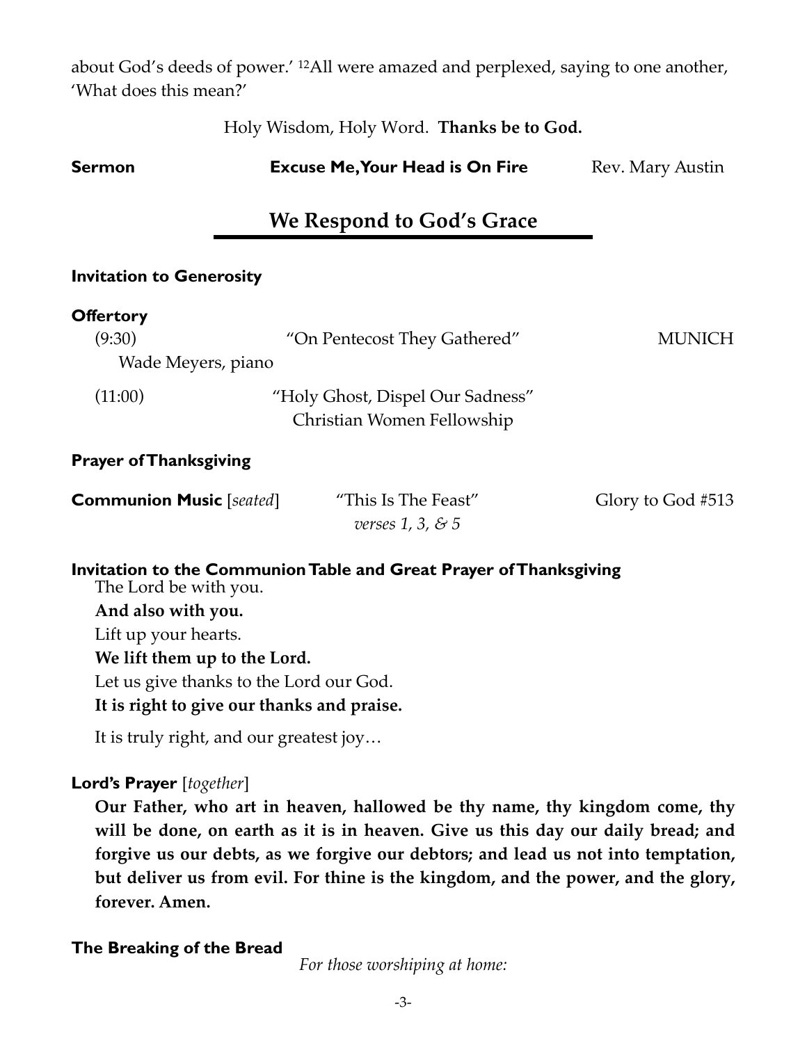about God's deeds of power.' [12]All were amazed and perplexed, saying to one another, 'What does this mean?'

Holy Wisdom, Holy Word. **Thanks be to God.**

**Sermon** **Excuse Me, Your Head is On Fire** Rev. Mary Austin

## We Respond to God's Grace

**Invitation to Generosity**

**Offertory**

(9:30) "On Pentecost They Gathered" MUNICH
Wade Meyers, piano

(11:00) "Holy Ghost, Dispel Our Sadness"
Christian Women Fellowship

**Prayer of Thanksgiving**

**Communion Music** [*seated*] "This Is The Feast" Glory to God #513
*verses 1, 3, & 5*

**Invitation to the Communion Table and Great Prayer of Thanksgiving**

The Lord be with you.
**And also with you.**
Lift up your hearts.
**We lift them up to the Lord.**
Let us give thanks to the Lord our God.
**It is right to give our thanks and praise.**

It is truly right, and our greatest joy…

**Lord's Prayer** [*together*]

**Our Father, who art in heaven, hallowed be thy name, thy kingdom come, thy will be done, on earth as it is in heaven. Give us this day our daily bread; and forgive us our debts, as we forgive our debtors; and lead us not into temptation, but deliver us from evil. For thine is the kingdom, and the power, and the glory, forever. Amen.**

**The Breaking of the Bread**

*For those worshiping at home:*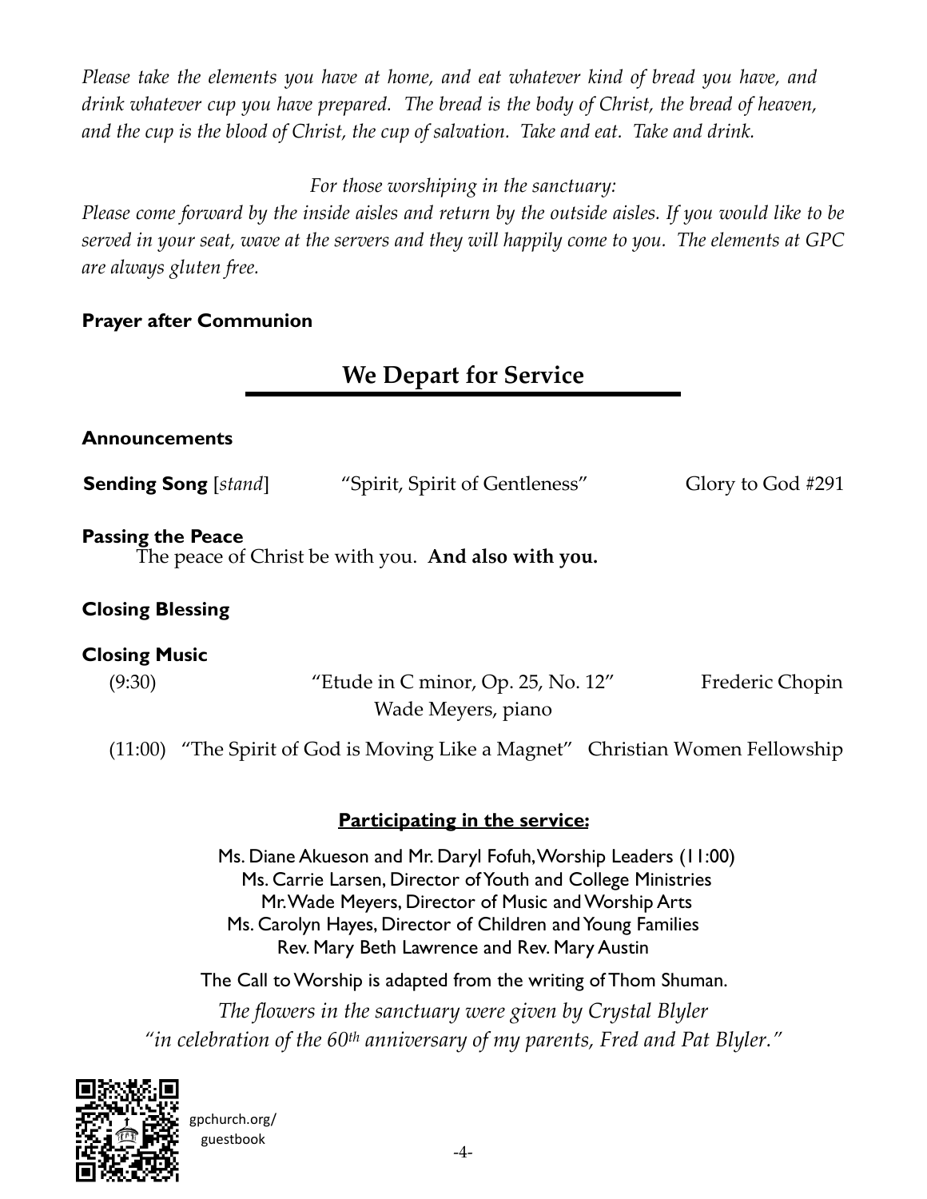*Please take the elements you have at home, and eat whatever kind of bread you have, and drink whatever cup you have prepared. The bread is the body of Christ, the bread of heaven, and the cup is the blood of Christ, the cup of salvation. Take and eat. Take and drink.*

*For those worshiping in the sanctuary:*

*Please come forward by the inside aisles and return by the outside aisles. If you would like to be served in your seat, wave at the servers and they will happily come to you. The elements at GPC are always gluten free.*

**Prayer after Communion**

## We Depart for Service

**Announcements**

**Sending Song** [*stand*] "Spirit, Spirit of Gentleness" Glory to God #291

**Passing the Peace**

The peace of Christ be with you. **And also with you.**

**Closing Blessing**

**Closing Music**

(9:30) "Etude in C minor, Op. 25, No. 12" Frederic Chopin

Wade Meyers, piano

(11:00) "The Spirit of God is Moving Like a Magnet" Christian Women Fellowship

**<u>Participating in the service:</u>**

Ms. Diane Akueson and Mr. Daryl Fofuh, Worship Leaders (11:00)
Ms. Carrie Larsen, Director of Youth and College Ministries
Mr. Wade Meyers, Director of Music and Worship Arts
Ms. Carolyn Hayes, Director of Children and Young Families
Rev. Mary Beth Lawrence and Rev. Mary Austin

The Call to Worship is adapted from the writing of Thom Shuman.

*The flowers in the sanctuary were given by Crystal Blyler*
*"in celebration of the 60th anniversary of my parents, Fred and Pat Blyler."*

gpchurch.org/
guestbook